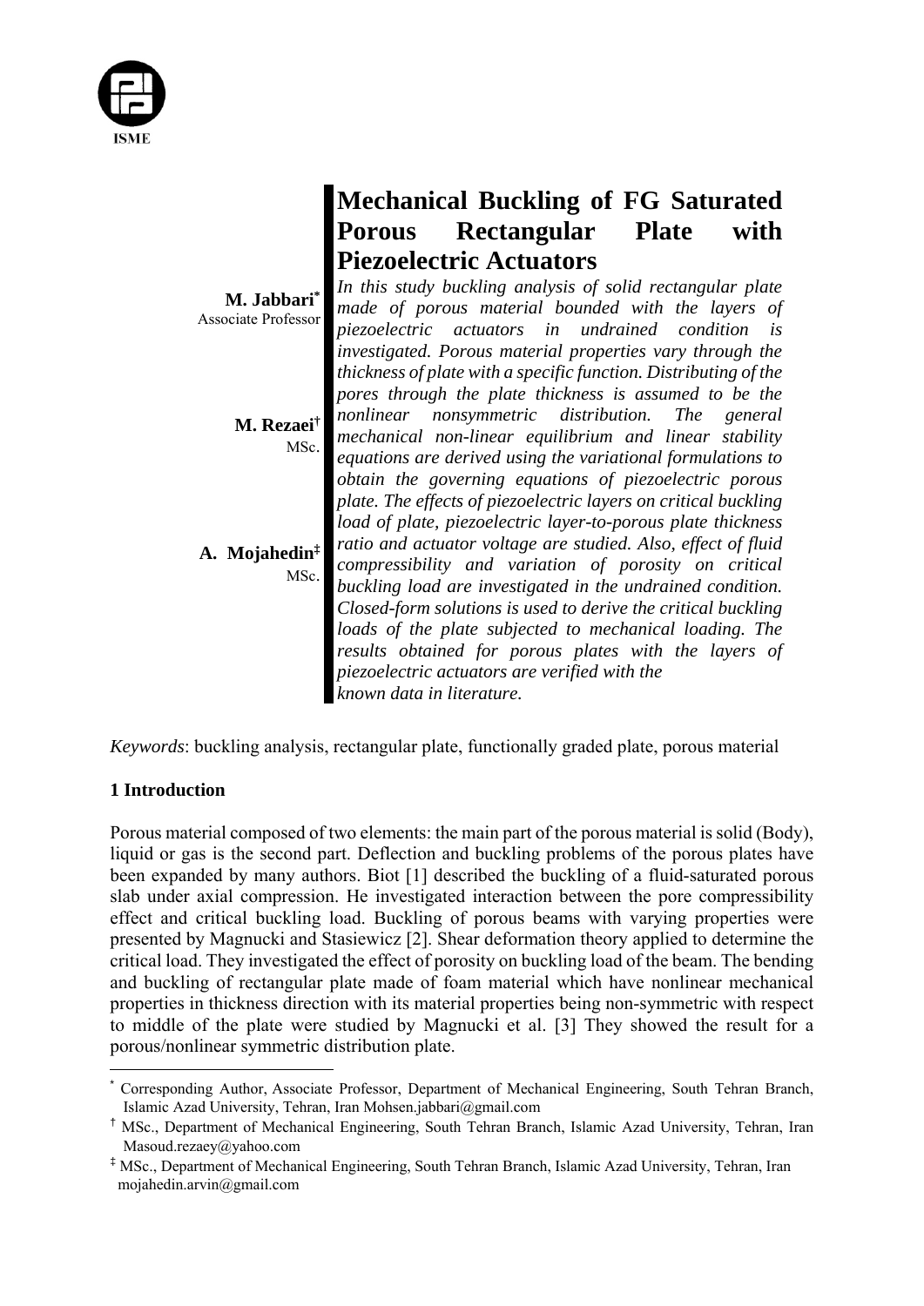# Mechanical Buckling of FG Saturated Porous Rectangular Plate with Piezoelectric Actuators

**M. Jabbari***
Associate Professor

**M. Rezaei**†
MSc.

**A. Mojahedin**‡
MSc.

*In this study buckling analysis of solid rectangular plate made of porous material bounded with the layers of piezoelectric actuators in undrained condition is investigated. Porous material properties vary through the thickness of plate with a specific function. Distributing of the pores through the plate thickness is assumed to be the nonlinear nonsymmetric distribution. The general mechanical non-linear equilibrium and linear stability equations are derived using the variational formulations to obtain the governing equations of piezoelectric porous plate. The effects of piezoelectric layers on critical buckling load of plate, piezoelectric layer-to-porous plate thickness ratio and actuator voltage are studied. Also, effect of fluid compressibility and variation of porosity on critical buckling load are investigated in the undrained condition. Closed-form solutions is used to derive the critical buckling loads of the plate subjected to mechanical loading. The results obtained for porous plates with the layers of piezoelectric actuators are verified with the known data in literature.*

*Keywords*: buckling analysis, rectangular plate, functionally graded plate, porous material

## 1 Introduction

Porous material composed of two elements: the main part of the porous material is solid (Body), liquid or gas is the second part. Deflection and buckling problems of the porous plates have been expanded by many authors. Biot [1] described the buckling of a fluid-saturated porous slab under axial compression. He investigated interaction between the pore compressibility effect and critical buckling load. Buckling of porous beams with varying properties were presented by Magnucki and Stasiewicz [2]. Shear deformation theory applied to determine the critical load. They investigated the effect of porosity on buckling load of the beam. The bending and buckling of rectangular plate made of foam material which have nonlinear mechanical properties in thickness direction with its material properties being non-symmetric with respect to middle of the plate were studied by Magnucki et al. [3] They showed the result for a porous/nonlinear symmetric distribution plate.

---

\* Corresponding Author, Associate Professor, Department of Mechanical Engineering, South Tehran Branch, Islamic Azad University, Tehran, Iran Mohsen.jabbari@gmail.com

† MSc., Department of Mechanical Engineering, South Tehran Branch, Islamic Azad University, Tehran, Iran Masoud.rezaey@yahoo.com

‡ MSc., Department of Mechanical Engineering, South Tehran Branch, Islamic Azad University, Tehran, Iran mojahedin.arvin@gmail.com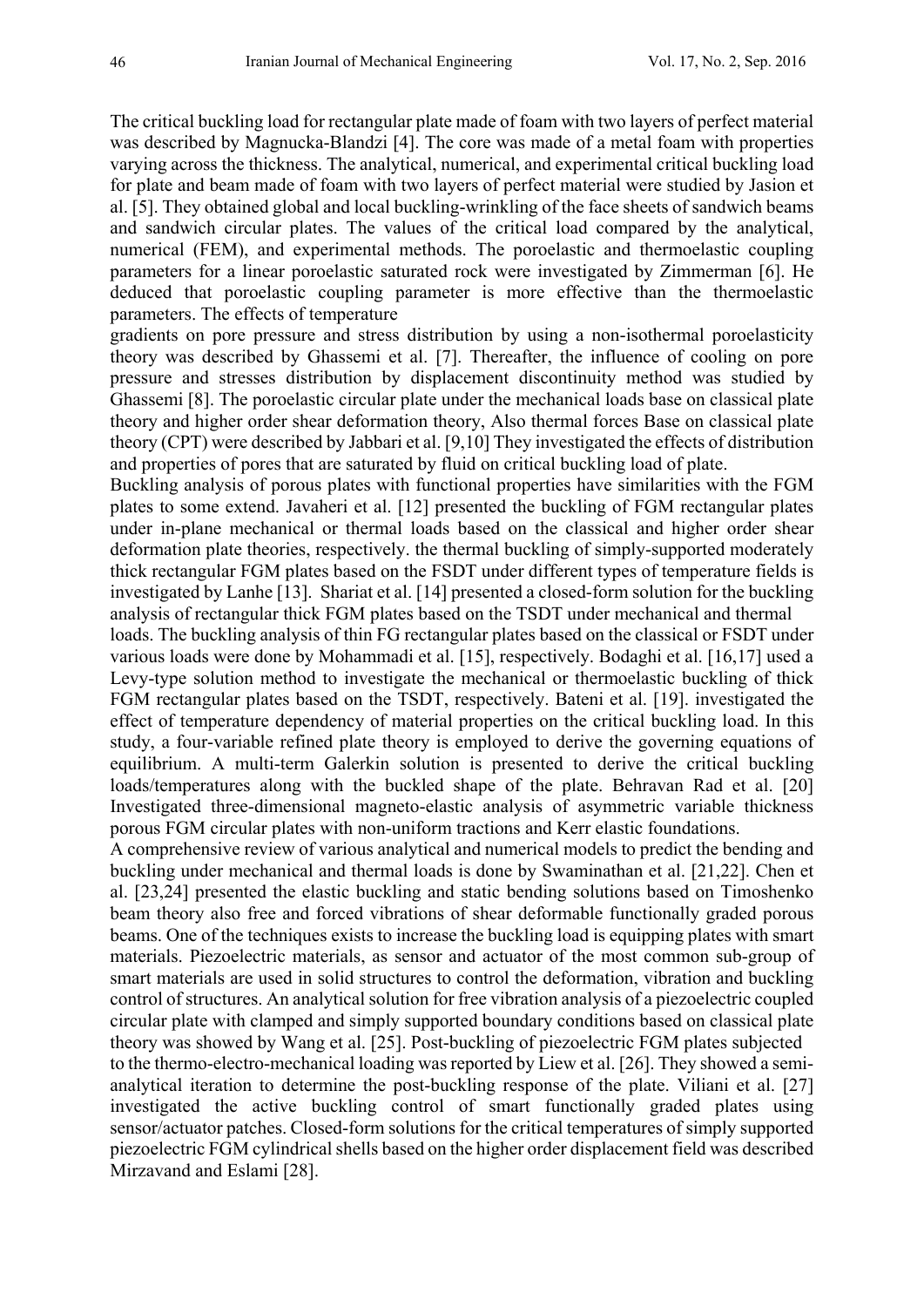The critical buckling load for rectangular plate made of foam with two layers of perfect material was described by Magnucka-Blandzi [4]. The core was made of a metal foam with properties varying across the thickness. The analytical, numerical, and experimental critical buckling load for plate and beam made of foam with two layers of perfect material were studied by Jasion et al. [5]. They obtained global and local buckling-wrinkling of the face sheets of sandwich beams and sandwich circular plates. The values of the critical load compared by the analytical, numerical (FEM), and experimental methods. The poroelastic and thermoelastic coupling parameters for a linear poroelastic saturated rock were investigated by Zimmerman [6]. He deduced that poroelastic coupling parameter is more effective than the thermoelastic parameters. The effects of temperature gradients on pore pressure and stress distribution by using a non-isothermal poroelasticity theory was described by Ghassemi et al. [7]. Thereafter, the influence of cooling on pore pressure and stresses distribution by displacement discontinuity method was studied by Ghassemi [8]. The poroelastic circular plate under the mechanical loads base on classical plate theory and higher order shear deformation theory, Also thermal forces Base on classical plate theory (CPT) were described by Jabbari et al. [9,10] They investigated the effects of distribution and properties of pores that are saturated by fluid on critical buckling load of plate.

Buckling analysis of porous plates with functional properties have similarities with the FGM plates to some extend. Javaheri et al. [12] presented the buckling of FGM rectangular plates under in-plane mechanical or thermal loads based on the classical and higher order shear deformation plate theories, respectively. the thermal buckling of simply-supported moderately thick rectangular FGM plates based on the FSDT under different types of temperature fields is investigated by Lanhe [13]. Shariat et al. [14] presented a closed-form solution for the buckling analysis of rectangular thick FGM plates based on the TSDT under mechanical and thermal loads. The buckling analysis of thin FG rectangular plates based on the classical or FSDT under various loads were done by Mohammadi et al. [15], respectively. Bodaghi et al. [16,17] used a Levy-type solution method to investigate the mechanical or thermoelastic buckling of thick FGM rectangular plates based on the TSDT, respectively. Bateni et al. [19]. investigated the effect of temperature dependency of material properties on the critical buckling load. In this study, a four-variable refined plate theory is employed to derive the governing equations of equilibrium. A multi-term Galerkin solution is presented to derive the critical buckling loads/temperatures along with the buckled shape of the plate. Behravan Rad et al. [20] Investigated three-dimensional magneto-elastic analysis of asymmetric variable thickness porous FGM circular plates with non-uniform tractions and Kerr elastic foundations.

A comprehensive review of various analytical and numerical models to predict the bending and buckling under mechanical and thermal loads is done by Swaminathan et al. [21,22]. Chen et al. [23,24] presented the elastic buckling and static bending solutions based on Timoshenko beam theory also free and forced vibrations of shear deformable functionally graded porous beams. One of the techniques exists to increase the buckling load is equipping plates with smart materials. Piezoelectric materials, as sensor and actuator of the most common sub-group of smart materials are used in solid structures to control the deformation, vibration and buckling control of structures. An analytical solution for free vibration analysis of a piezoelectric coupled circular plate with clamped and simply supported boundary conditions based on classical plate theory was showed by Wang et al. [25]. Post-buckling of piezoelectric FGM plates subjected to the thermo-electro-mechanical loading was reported by Liew et al. [26]. They showed a semi-analytical iteration to determine the post-buckling response of the plate. Viliani et al. [27] investigated the active buckling control of smart functionally graded plates using sensor/actuator patches. Closed-form solutions for the critical temperatures of simply supported piezoelectric FGM cylindrical shells based on the higher order displacement field was described Mirzavand and Eslami [28].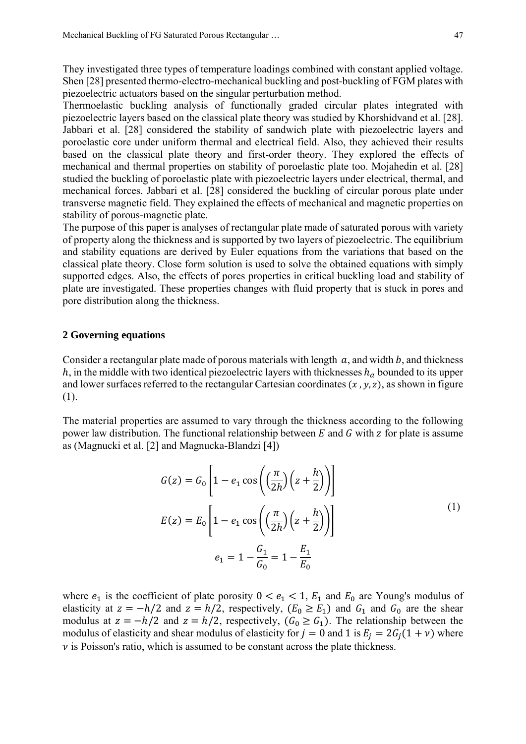They investigated three types of temperature loadings combined with constant applied voltage. Shen [28] presented thermo-electro-mechanical buckling and post-buckling of FGM plates with piezoelectric actuators based on the singular perturbation method.

Thermoelastic buckling analysis of functionally graded circular plates integrated with piezoelectric layers based on the classical plate theory was studied by Khorshidvand et al. [28]. Jabbari et al. [28] considered the stability of sandwich plate with piezoelectric layers and poroelastic core under uniform thermal and electrical field. Also, they achieved their results based on the classical plate theory and first-order theory. They explored the effects of mechanical and thermal properties on stability of poroelastic plate too. Mojahedin et al. [28] studied the buckling of poroelastic plate with piezoelectric layers under electrical, thermal, and mechanical forces. Jabbari et al. [28] considered the buckling of circular porous plate under transverse magnetic field. They explained the effects of mechanical and magnetic properties on stability of porous-magnetic plate.

The purpose of this paper is analyses of rectangular plate made of saturated porous with variety of property along the thickness and is supported by two layers of piezoelectric. The equilibrium and stability equations are derived by Euler equations from the variations that based on the classical plate theory. Close form solution is used to solve the obtained equations with simply supported edges. Also, the effects of pores properties in critical buckling load and stability of plate are investigated. These properties changes with fluid property that is stuck in pores and pore distribution along the thickness.

## 2 Governing equations

Consider a rectangular plate made of porous materials with length $a$, and width $b$, and thickness $h$, in the middle with two identical piezoelectric layers with thicknesses $h_a$ bounded to its upper and lower surfaces referred to the rectangular Cartesian coordinates $(x, y, z)$, as shown in figure (1).

The material properties are assumed to vary through the thickness according to the following power law distribution. The functional relationship between $E$ and $G$ with $z$ for plate is assume as (Magnucki et al. [2] and Magnucka-Blandzi [4])

$$G(z) = G_0\left[1 - e_1 \cos\left(\left(\frac{\pi}{2h}\right)\left(z + \frac{h}{2}\right)\right)\right]$$

$$E(z) = E_0\left[1 - e_1 \cos\left(\left(\frac{\pi}{2h}\right)\left(z + \frac{h}{2}\right)\right)\right] \tag{1}$$

$$e_1 = 1 - \frac{G_1}{G_0} = 1 - \frac{E_1}{E_0}$$

where $e_1$ is the coefficient of plate porosity $0 < e_1 < 1$, $E_1$ and $E_0$ are Young's modulus of elasticity at $z = -h/2$ and $z = h/2$, respectively, $(E_0 \geq E_1)$ and $G_1$ and $G_0$ are the shear modulus at $z = -h/2$ and $z = h/2$, respectively, $(G_0 \geq G_1)$. The relationship between the modulus of elasticity and shear modulus of elasticity for $j = 0$ and 1 is $E_j = 2G_j(1 + \nu)$ where $\nu$ is Poisson's ratio, which is assumed to be constant across the plate thickness.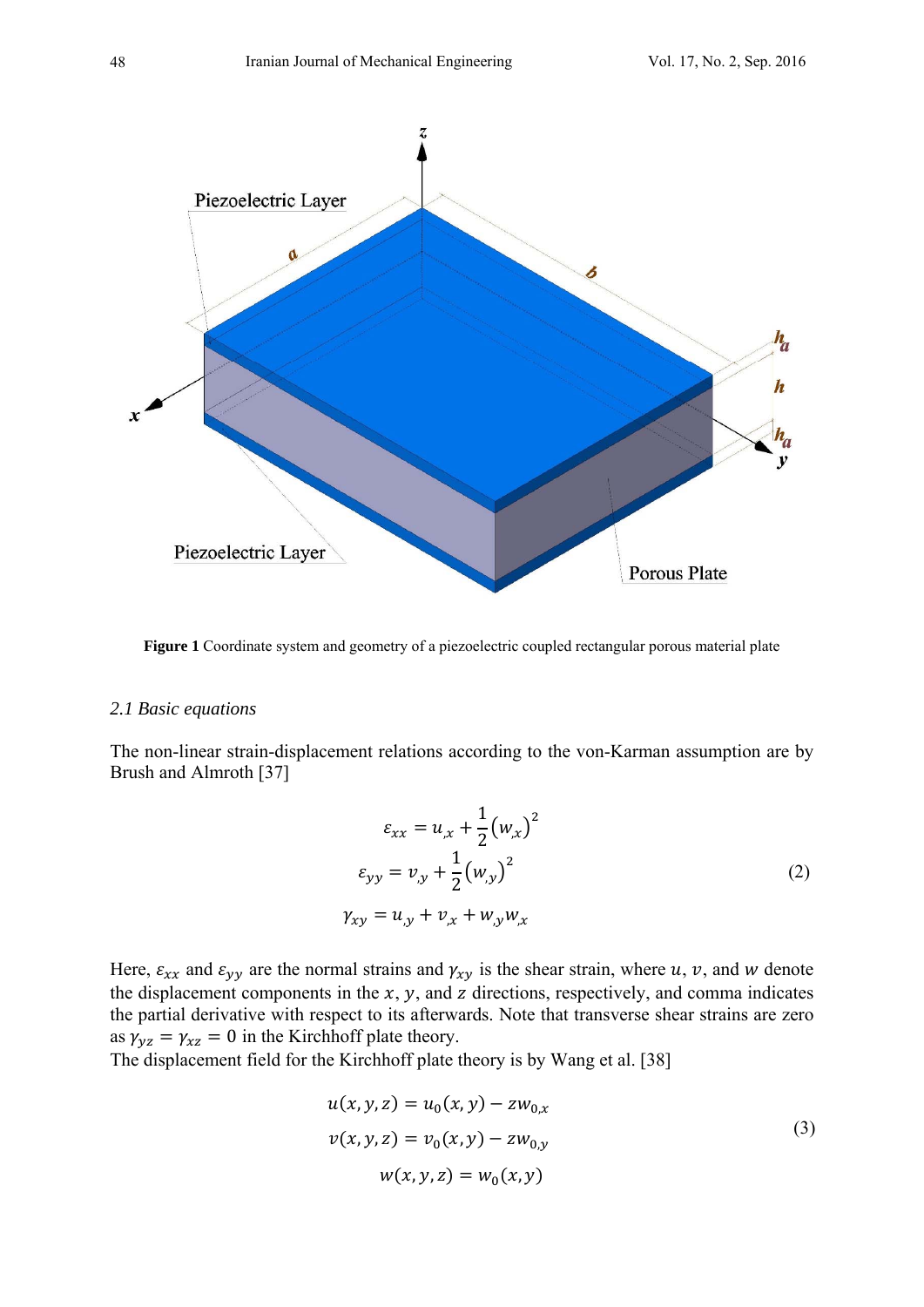**Figure 1** Coordinate system and geometry of a piezoelectric coupled rectangular porous material plate

*2.1 Basic equations*

The non-linear strain-displacement relations according to the von-Karman assumption are by Brush and Almroth [37]

$$
\begin{aligned}
\varepsilon_{xx} &= u_{,x} + \frac{1}{2}\left(w_{,x}\right)^2 \\
\varepsilon_{yy} &= v_{,y} + \frac{1}{2}\left(w_{,y}\right)^2 \\
\gamma_{xy} &= u_{,y} + v_{,x} + w_{,y}w_{,x}
\end{aligned}
\tag{2}
$$

Here, $\varepsilon_{xx}$ and $\varepsilon_{yy}$ are the normal strains and $\gamma_{xy}$ is the shear strain, where $u$, $v$, and $w$ denote the displacement components in the $x$, $y$, and $z$ directions, respectively, and comma indicates the partial derivative with respect to its afterwards. Note that transverse shear strains are zero as $\gamma_{yz} = \gamma_{xz} = 0$ in the Kirchhoff plate theory.

The displacement field for the Kirchhoff plate theory is by Wang et al. [38]

$$
\begin{aligned}
u(x, y, z) &= u_0(x, y) - z w_{0,x} \\
v(x, y, z) &= v_0(x, y) - z w_{0,y} \\
w(x, y, z) &= w_0(x, y)
\end{aligned}
\tag{3}
$$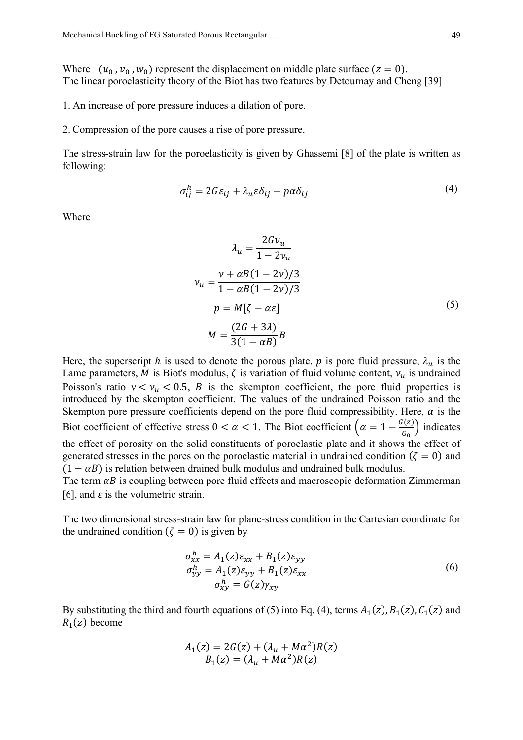Where $(u_0, v_0, w_0)$ represent the displacement on middle plate surface $(z = 0)$.
The linear poroelasticity theory of the Biot has two features by Detournay and Cheng [39]

1. An increase of pore pressure induces a dilation of pore.

2. Compression of the pore causes a rise of pore pressure.

The stress-strain law for the poroelasticity is given by Ghassemi [8] of the plate is written as following:

$$\sigma_{ij}^{h} = 2G\varepsilon_{ij} + \lambda_u \varepsilon \delta_{ij} - p\alpha\delta_{ij} \tag{4}$$

Where

$$\begin{gathered}
\lambda_u = \frac{2G\nu_u}{1 - 2\nu_u} \\
\nu_u = \frac{\nu + \alpha B(1 - 2\nu)/3}{1 - \alpha B(1 - 2\nu)/3} \\
p = M[\zeta - \alpha\varepsilon] \\
M = \frac{(2G + 3\lambda)}{3(1 - \alpha B)} B
\end{gathered} \tag{5}$$

Here, the superscript $h$ is used to denote the porous plate. $p$ is pore fluid pressure, $\lambda_u$ is the Lame parameters, $M$ is Biot's modulus, $\zeta$ is variation of fluid volume content, $\nu_u$ is undrained Poisson's ratio $\nu < \nu_u < 0.5$, $B$ is the skempton coefficient, the pore fluid properties is introduced by the skempton coefficient. The values of the undrained Poisson ratio and the Skempton pore pressure coefficients depend on the pore fluid compressibility. Here, $\alpha$ is the Biot coefficient of effective stress $0 < \alpha < 1$. The Biot coefficient $\left(\alpha = 1 - \frac{G(z)}{G_0}\right)$ indicates the effect of porosity on the solid constituents of poroelastic plate and it shows the effect of generated stresses in the pores on the poroelastic material in undrained condition $(\zeta = 0)$ and $(1 - \alpha B)$ is relation between drained bulk modulus and undrained bulk modulus.
The term $\alpha B$ is coupling between pore fluid effects and macroscopic deformation Zimmerman [6], and $\varepsilon$ is the volumetric strain.

The two dimensional stress-strain law for plane-stress condition in the Cartesian coordinate for the undrained condition $(\zeta = 0)$ is given by

$$\begin{gathered}
\sigma_{xx}^{h} = A_1(z)\varepsilon_{xx} + B_1(z)\varepsilon_{yy} \\
\sigma_{yy}^{h} = A_1(z)\varepsilon_{yy} + B_1(z)\varepsilon_{xx} \\
\sigma_{xy}^{h} = G(z)\gamma_{xy}
\end{gathered} \tag{6}$$

By substituting the third and fourth equations of (5) into Eq. (4), terms $A_1(z), B_1(z), C_1(z)$ and $R_1(z)$ become

$$\begin{gathered}
A_1(z) = 2G(z) + (\lambda_u + M\alpha^2)R(z) \\
B_1(z) = (\lambda_u + M\alpha^2)R(z)
\end{gathered}$$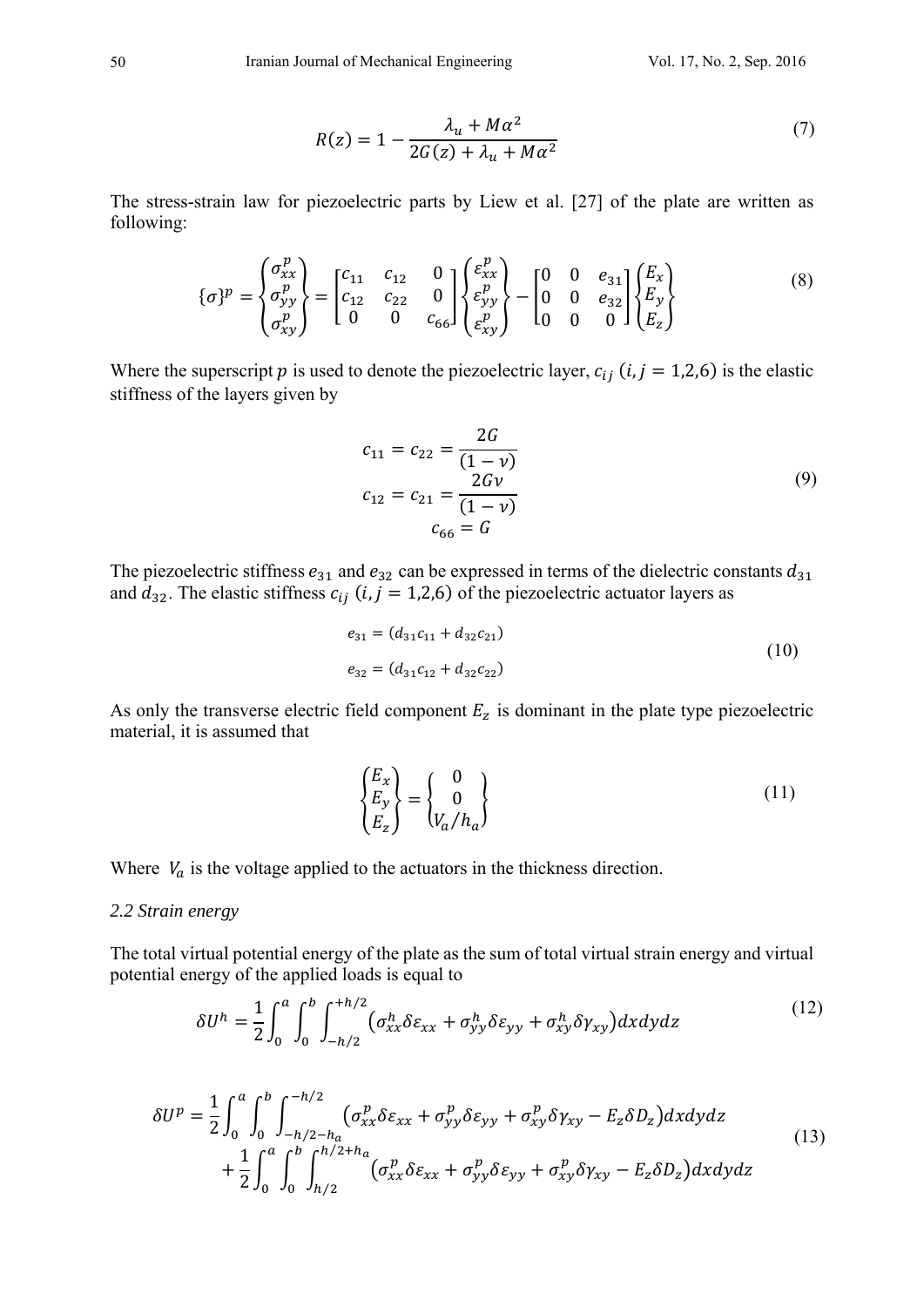$$R(z) = 1 - \frac{\lambda_u + M\alpha^2}{2G(z) + \lambda_u + M\alpha^2} \tag{7}$$

The stress-strain law for piezoelectric parts by Liew et al. [27] of the plate are written as following:

$$\{\sigma\}^p = \begin{Bmatrix} \sigma_{xx}^p \\ \sigma_{yy}^p \\ \sigma_{xy}^p \end{Bmatrix} = \begin{bmatrix} c_{11} & c_{12} & 0 \\ c_{12} & c_{22} & 0 \\ 0 & 0 & c_{66} \end{bmatrix} \begin{Bmatrix} \varepsilon_{xx}^p \\ \varepsilon_{yy}^p \\ \varepsilon_{xy}^p \end{Bmatrix} - \begin{bmatrix} 0 & 0 & e_{31} \\ 0 & 0 & e_{32} \\ 0 & 0 & 0 \end{bmatrix} \begin{Bmatrix} E_x \\ E_y \\ E_z \end{Bmatrix} \tag{8}$$

Where the superscript $p$ is used to denote the piezoelectric layer, $c_{ij}$ $(i, j = 1,2,6)$ is the elastic stiffness of the layers given by

$$\begin{gathered} c_{11} = c_{22} = \frac{2G}{(1-\nu)} \\ c_{12} = c_{21} = \frac{2G\nu}{(1-\nu)} \\ c_{66} = G \end{gathered} \tag{9}$$

The piezoelectric stiffness $e_{31}$ and $e_{32}$ can be expressed in terms of the dielectric constants $d_{31}$ and $d_{32}$. The elastic stiffness $c_{ij}$ $(i, j = 1,2,6)$ of the piezoelectric actuator layers as

$$\begin{gathered} e_{31} = (d_{31}c_{11} + d_{32}c_{21}) \\ e_{32} = (d_{31}c_{12} + d_{32}c_{22}) \end{gathered} \tag{10}$$

As only the transverse electric field component $E_z$ is dominant in the plate type piezoelectric material, it is assumed that

$$\begin{Bmatrix} E_x \\ E_y \\ E_z \end{Bmatrix} = \begin{Bmatrix} 0 \\ 0 \\ V_a/h_a \end{Bmatrix} \tag{11}$$

Where $V_a$ is the voltage applied to the actuators in the thickness direction.

### *2.2 Strain energy*

The total virtual potential energy of the plate as the sum of total virtual strain energy and virtual potential energy of the applied loads is equal to

$$\delta U^h = \frac{1}{2}\int_0^a \int_0^b \int_{-h/2}^{+h/2} \left(\sigma_{xx}^h \delta\varepsilon_{xx} + \sigma_{yy}^h \delta\varepsilon_{yy} + \sigma_{xy}^h \delta\gamma_{xy}\right) dxdydz \tag{12}$$

$$\begin{aligned} \delta U^p = &\frac{1}{2}\int_0^a \int_0^b \int_{-h/2-h_a}^{-h/2} \left(\sigma_{xx}^p \delta\varepsilon_{xx} + \sigma_{yy}^p \delta\varepsilon_{yy} + \sigma_{xy}^p \delta\gamma_{xy} - E_z \delta D_z\right) dxdydz \\ &+ \frac{1}{2}\int_0^a \int_0^b \int_{h/2}^{h/2+h_a} \left(\sigma_{xx}^p \delta\varepsilon_{xx} + \sigma_{yy}^p \delta\varepsilon_{yy} + \sigma_{xy}^p \delta\gamma_{xy} - E_z \delta D_z\right) dxdydz \end{aligned} \tag{13}$$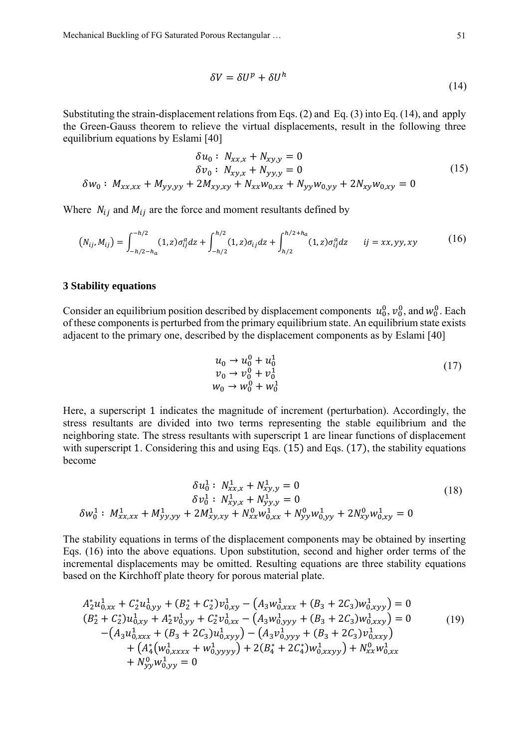$$\delta V = \delta U^p + \delta U^h \tag{14}$$

Substituting the strain-displacement relations from Eqs. (2) and Eq. (3) into Eq. (14), and apply the Green-Gauss theorem to relieve the virtual displacements, result in the following three equilibrium equations by Eslami [40]

$$\begin{gathered}
\delta u_0 : \; N_{xx,x} + N_{xy,y} = 0 \\
\delta v_0 : \; N_{xy,x} + N_{yy,y} = 0 \\
\delta w_0 : \; M_{xx,xx} + M_{yy,yy} + 2M_{xy,xy} + N_{xx} w_{0,xx} + N_{yy} w_{0,yy} + 2N_{xy} w_{0,xy} = 0
\end{gathered} \tag{15}$$

Where $N_{ij}$ and $M_{ij}$ are the force and moment resultants defined by

$$\left(N_{ij}, M_{ij}\right) = \int_{-h/2-h_a}^{-h/2} (1,z)\sigma_{ij}^a dz + \int_{-h/2}^{h/2} (1,z)\sigma_{ij} dz + \int_{h/2}^{h/2+h_a} (1,z)\sigma_{ij}^a dz \qquad ij = xx, yy, xy \tag{16}$$

## 3 Stability equations

Consider an equilibrium position described by displacement components $u_0^0$, $v_0^0$, and $w_0^0$. Each of these components is perturbed from the primary equilibrium state. An equilibrium state exists adjacent to the primary one, described by the displacement components as by Eslami [40]

$$\begin{gathered}
u_0 \to u_0^0 + u_0^1 \\
v_0 \to v_0^0 + v_0^1 \\
w_0 \to w_0^0 + w_0^1
\end{gathered} \tag{17}$$

Here, a superscript 1 indicates the magnitude of increment (perturbation). Accordingly, the stress resultants are divided into two terms representing the stable equilibrium and the neighboring state. The stress resultants with superscript 1 are linear functions of displacement with superscript 1. Considering this and using Eqs. (15) and Eqs. (17), the stability equations become

$$\begin{gathered}
\delta u_0^1 : \; N_{xx,x}^1 + N_{xy,y}^1 = 0 \\
\delta v_0^1 : \; N_{xy,x}^1 + N_{yy,y}^1 = 0 \\
\delta w_0^1 : \; M_{xx,xx}^1 + M_{yy,yy}^1 + 2M_{xy,xy}^1 + N_{xx}^0 w_{0,xx}^1 + N_{yy}^0 w_{0,yy}^1 + 2N_{xy}^0 w_{0,xy}^1 = 0
\end{gathered} \tag{18}$$

The stability equations in terms of the displacement components may be obtained by inserting Eqs. (16) into the above equations. Upon substitution, second and higher order terms of the incremental displacements may be omitted. Resulting equations are three stability equations based on the Kirchhoff plate theory for porous material plate.

$$\begin{gathered}
A_2^* u_{0,xx}^1 + C_2^* u_{0,yy}^1 + (B_2^* + C_2^*) v_{0,xy}^1 - \left(A_3 w_{0,xxx}^1 + (B_3 + 2C_3) w_{0,xyy}^1\right) = 0 \\
(B_2^* + C_2^*) u_{0,xy}^1 + A_2^* v_{0,yy}^1 + C_2^* v_{0,xx}^1 - \left(A_3 w_{0,yyy}^1 + (B_3 + 2C_3) w_{0,xxy}^1\right) = 0 \\
-\left(A_3 u_{0,xxx}^1 + (B_3 + 2C_3) u_{0,xyy}^1\right) - \left(A_3 v_{0,yyy}^1 + (B_3 + 2C_3) v_{0,xxy}^1\right) \\
+ \left(A_4^* \left(w_{0,xxxx}^1 + w_{0,yyyy}^1\right) + 2(B_4^* + 2C_4^*) w_{0,xxyy}^1\right) + N_{xx}^0 w_{0,xx}^1 \\
+ N_{yy}^0 w_{0,yy}^1 = 0
\end{gathered} \tag{19}$$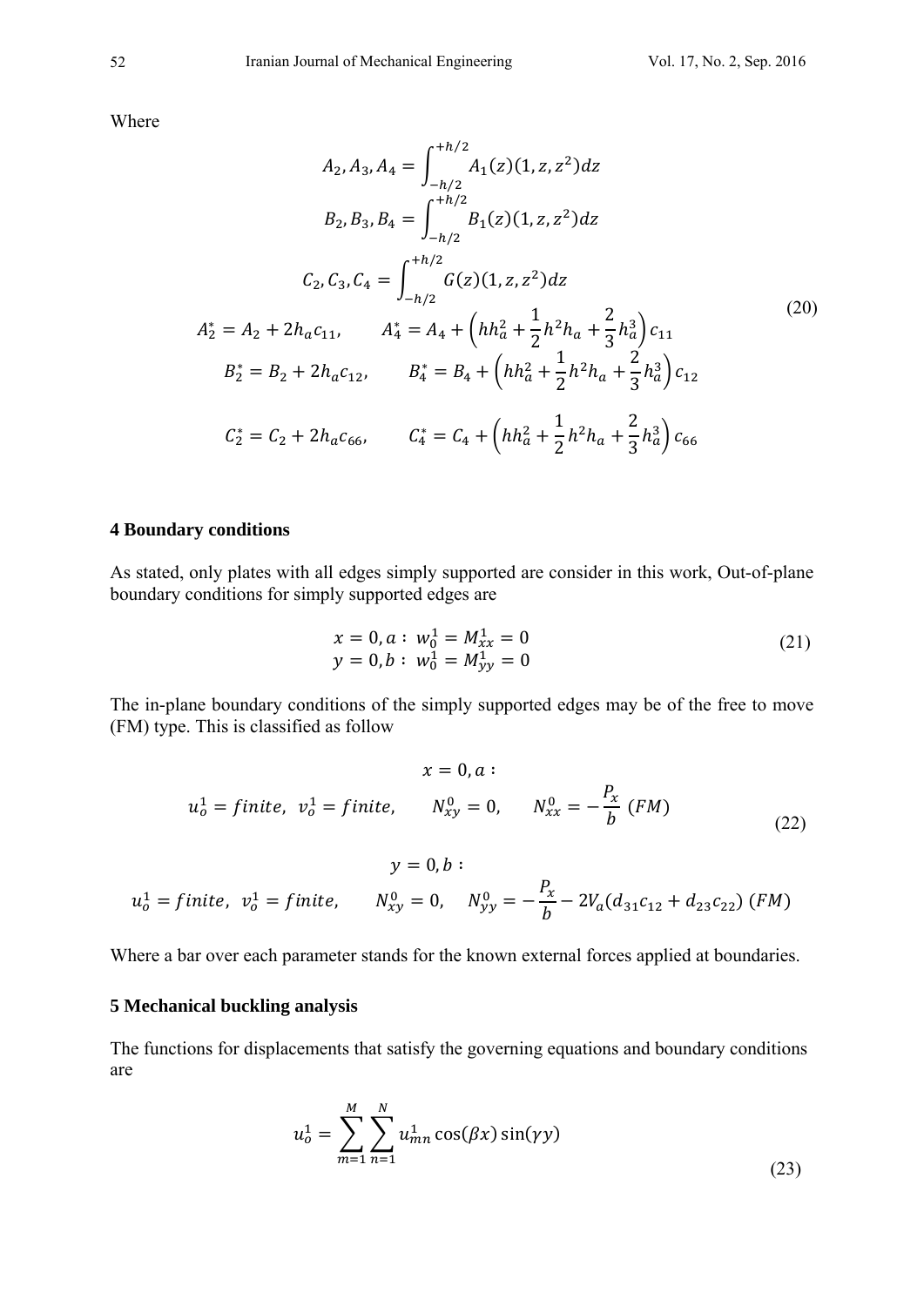Where

$$
\begin{gathered}
A_2, A_3, A_4 = \int_{-h/2}^{+h/2} A_1(z)(1, z, z^2)dz \\
B_2, B_3, B_4 = \int_{-h/2}^{+h/2} B_1(z)(1, z, z^2)dz \\
C_2, C_3, C_4 = \int_{-h/2}^{+h/2} G(z)(1, z, z^2)dz \\
A_2^* = A_2 + 2h_a c_{11}, \qquad A_4^* = A_4 + \left(hh_a^2 + \frac{1}{2}h^2 h_a + \frac{2}{3}h_a^3\right)c_{11} \\
B_2^* = B_2 + 2h_a c_{12}, \qquad B_4^* = B_4 + \left(hh_a^2 + \frac{1}{2}h^2 h_a + \frac{2}{3}h_a^3\right)c_{12} \\
C_2^* = C_2 + 2h_a c_{66}, \qquad C_4^* = C_4 + \left(hh_a^2 + \frac{1}{2}h^2 h_a + \frac{2}{3}h_a^3\right)c_{66}
\end{gathered} \tag{20}
$$

## 4 Boundary conditions

As stated, only plates with all edges simply supported are consider in this work, Out-of-plane boundary conditions for simply supported edges are

$$
\begin{aligned}
x = 0, a &: \ w_0^1 = M_{xx}^1 = 0 \\
y = 0, b &: \ w_0^1 = M_{yy}^1 = 0
\end{aligned} \tag{21}
$$

The in-plane boundary conditions of the simply supported edges may be of the free to move (FM) type. This is classified as follow

$$
\begin{gathered}
x = 0, a : \\
u_o^1 = finite, \ \ v_o^1 = finite, \qquad N_{xy}^0 = 0, \qquad N_{xx}^0 = -\frac{P_x}{b} \ (FM) \\
y = 0, b : \\
u_o^1 = finite, \ \ v_o^1 = finite, \qquad N_{xy}^0 = 0, \quad N_{yy}^0 = -\frac{P_x}{b} - 2V_a(d_{31}c_{12} + d_{23}c_{22}) \ (FM)
\end{gathered} \tag{22}
$$

Where a bar over each parameter stands for the known external forces applied at boundaries.

## 5 Mechanical buckling analysis

The functions for displacements that satisfy the governing equations and boundary conditions are

$$
u_o^1 = \sum_{m=1}^{M} \sum_{n=1}^{N} u_{mn}^1 \cos(\beta x) \sin(\gamma y) \tag{23}
$$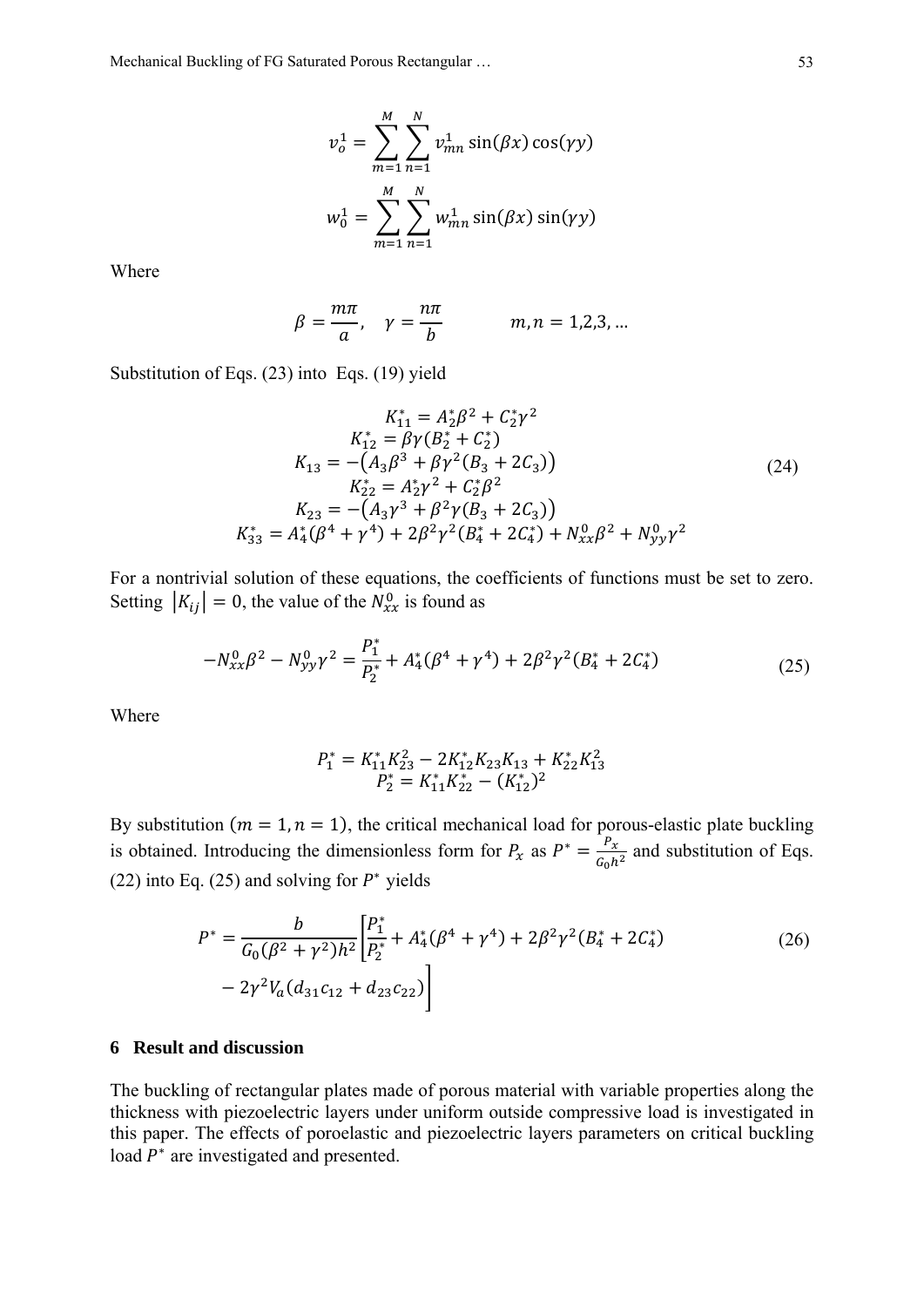$$v_o^1 = \sum_{m=1}^{M} \sum_{n=1}^{N} v_{mn}^1 \sin(\beta x) \cos(\gamma y)$$

$$w_0^1 = \sum_{m=1}^{M} \sum_{n=1}^{N} w_{mn}^1 \sin(\beta x) \sin(\gamma y)$$

Where

$$\beta = \frac{m\pi}{a}, \quad \gamma = \frac{n\pi}{b} \qquad\qquad m, n = 1,2,3, \dots$$

Substitution of Eqs. (23) into Eqs. (19) yield

$$\begin{gathered} K_{11}^* = A_2^* \beta^2 + C_2^* \gamma^2 \\ K_{12}^* = \beta\gamma(B_2^* + C_2^*) \\ K_{13} = -\left(A_3\beta^3 + \beta\gamma^2(B_3 + 2C_3)\right) \\ K_{22}^* = A_2^*\gamma^2 + C_2^*\beta^2 \\ K_{23} = -\left(A_3\gamma^3 + \beta^2\gamma(B_3 + 2C_3)\right) \\ K_{33}^* = A_4^*(\beta^4 + \gamma^4) + 2\beta^2\gamma^2(B_4^* + 2C_4^*) + N_{xx}^0\beta^2 + N_{yy}^0\gamma^2 \end{gathered} \tag{24}$$

For a nontrivial solution of these equations, the coefficients of functions must be set to zero. Setting $|K_{ij}| = 0$, the value of the $N_{xx}^0$ is found as

$$-N_{xx}^0\beta^2 - N_{yy}^0\gamma^2 = \frac{P_1^*}{P_2^*} + A_4^*(\beta^4 + \gamma^4) + 2\beta^2\gamma^2(B_4^* + 2C_4^*) \tag{25}$$

Where

$$\begin{gathered} P_1^* = K_{11}^* K_{23}^2 - 2K_{12}^* K_{23} K_{13} + K_{22}^* K_{13}^2 \\ P_2^* = K_{11}^* K_{22}^* - (K_{12}^*)^2 \end{gathered}$$

By substitution $(m = 1, n = 1)$, the critical mechanical load for porous-elastic plate buckling is obtained. Introducing the dimensionless form for $P_x$ as $P^* = \frac{P_x}{G_0 h^2}$ and substitution of Eqs. (22) into Eq. (25) and solving for $P^*$ yields

$$P^* = \frac{b}{G_0(\beta^2 + \gamma^2)h^2}\left[\frac{P_1^*}{P_2^*} + A_4^*(\beta^4 + \gamma^4) + 2\beta^2\gamma^2(B_4^* + 2C_4^*) - 2\gamma^2 V_a(d_{31}c_{12} + d_{23}c_{22})\right] \tag{26}$$

## 6 Result and discussion

The buckling of rectangular plates made of porous material with variable properties along the thickness with piezoelectric layers under uniform outside compressive load is investigated in this paper. The effects of poroelastic and piezoelectric layers parameters on critical buckling load $P^*$ are investigated and presented.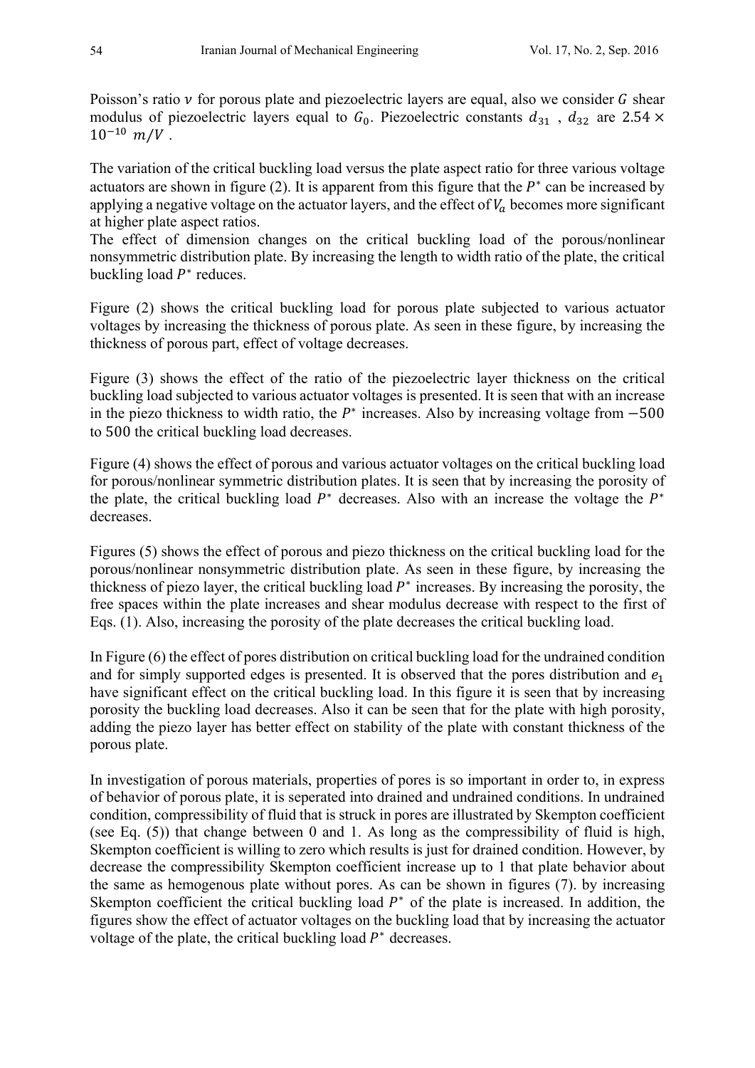Poisson's ratio $\nu$ for porous plate and piezoelectric layers are equal, also we consider $G$ shear modulus of piezoelectric layers equal to $G_0$. Piezoelectric constants $d_{31}$ , $d_{32}$ are $2.54 \times 10^{-10}\ m/V$ .

The variation of the critical buckling load versus the plate aspect ratio for three various voltage actuators are shown in figure (2). It is apparent from this figure that the $P^*$ can be increased by applying a negative voltage on the actuator layers, and the effect of $V_a$ becomes more significant at higher plate aspect ratios.
The effect of dimension changes on the critical buckling load of the porous/nonlinear nonsymmetric distribution plate. By increasing the length to width ratio of the plate, the critical buckling load $P^*$ reduces.

Figure (2) shows the critical buckling load for porous plate subjected to various actuator voltages by increasing the thickness of porous plate. As seen in these figure, by increasing the thickness of porous part, effect of voltage decreases.

Figure (3) shows the effect of the ratio of the piezoelectric layer thickness on the critical buckling load subjected to various actuator voltages is presented. It is seen that with an increase in the piezo thickness to width ratio, the $P^*$ increases. Also by increasing voltage from $-500$ to $500$ the critical buckling load decreases.

Figure (4) shows the effect of porous and various actuator voltages on the critical buckling load for porous/nonlinear symmetric distribution plates. It is seen that by increasing the porosity of the plate, the critical buckling load $P^*$ decreases. Also with an increase the voltage the $P^*$ decreases.

Figures (5) shows the effect of porous and piezo thickness on the critical buckling load for the porous/nonlinear nonsymmetric distribution plate. As seen in these figure, by increasing the thickness of piezo layer, the critical buckling load $P^*$ increases. By increasing the porosity, the free spaces within the plate increases and shear modulus decrease with respect to the first of Eqs. (1). Also, increasing the porosity of the plate decreases the critical buckling load.

In Figure (6) the effect of pores distribution on critical buckling load for the undrained condition and for simply supported edges is presented. It is observed that the pores distribution and $e_1$ have significant effect on the critical buckling load. In this figure it is seen that by increasing porosity the buckling load decreases. Also it can be seen that for the plate with high porosity, adding the piezo layer has better effect on stability of the plate with constant thickness of the porous plate.

In investigation of porous materials, properties of pores is so important in order to, in express of behavior of porous plate, it is seperated into drained and undrained conditions. In undrained condition, compressibility of fluid that is struck in pores are illustrated by Skempton coefficient (see Eq. (5)) that change between 0 and 1. As long as the compressibility of fluid is high, Skempton coefficient is willing to zero which results is just for drained condition. However, by decrease the compressibility Skempton coefficient increase up to 1 that plate behavior about the same as hemogenous plate without pores. As can be shown in figures (7). by increasing Skempton coefficient the critical buckling load $P^*$ of the plate is increased. In addition, the figures show the effect of actuator voltages on the buckling load that by increasing the actuator voltage of the plate, the critical buckling load $P^*$ decreases.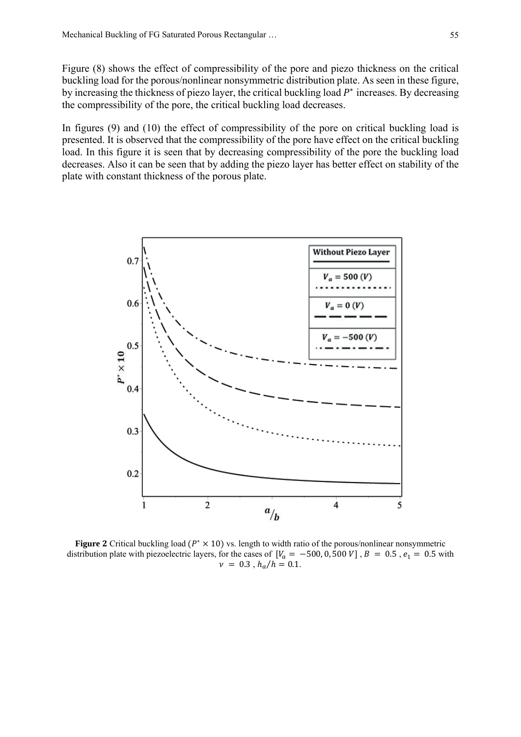Figure (8) shows the effect of compressibility of the pore and piezo thickness on the critical buckling load for the porous/nonlinear nonsymmetric distribution plate. As seen in these figure, by increasing the thickness of piezo layer, the critical buckling load $P^*$ increases. By decreasing the compressibility of the pore, the critical buckling load decreases.

In figures (9) and (10) the effect of compressibility of the pore on critical buckling load is presented. It is observed that the compressibility of the pore have effect on the critical buckling load. In this figure it is seen that by decreasing compressibility of the pore the buckling load decreases. Also it can be seen that by adding the piezo layer has better effect on stability of the plate with constant thickness of the porous plate.

**Figure 2** Critical buckling load ($P^* \times 10$) vs. length to width ratio of the porous/nonlinear nonsymmetric distribution plate with piezoelectric layers, for the cases of $[V_a = -500, 0, 500\ V]$, $B = 0.5$, $e_1 = 0.5$ with $\nu = 0.3$, $h_a/h = 0.1$.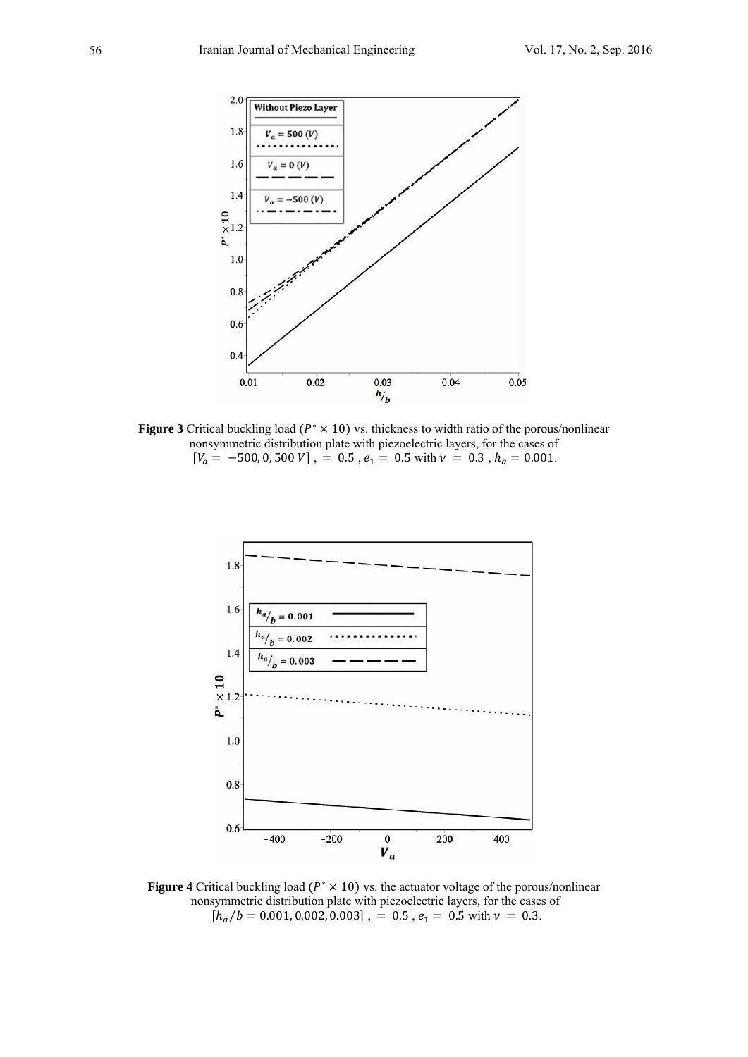**Figure 3** Critical buckling load ($P^* \times 10$) vs. thickness to width ratio of the porous/nonlinear nonsymmetric distribution plate with piezoelectric layers, for the cases of $[V_a = -500, 0, 500\ V]$ , = 0.5 , $e_1 =$ 0.5 with $\nu = 0.3$ , $h_a = 0.001$.

**Figure 4** Critical buckling load ($P^* \times 10$) vs. the actuator voltage of the porous/nonlinear nonsymmetric distribution plate with piezoelectric layers, for the cases of $[h_a/b = 0.001, 0.002, 0.003]$ , = 0.5 , $e_1 =$ 0.5 with $\nu = 0.3$.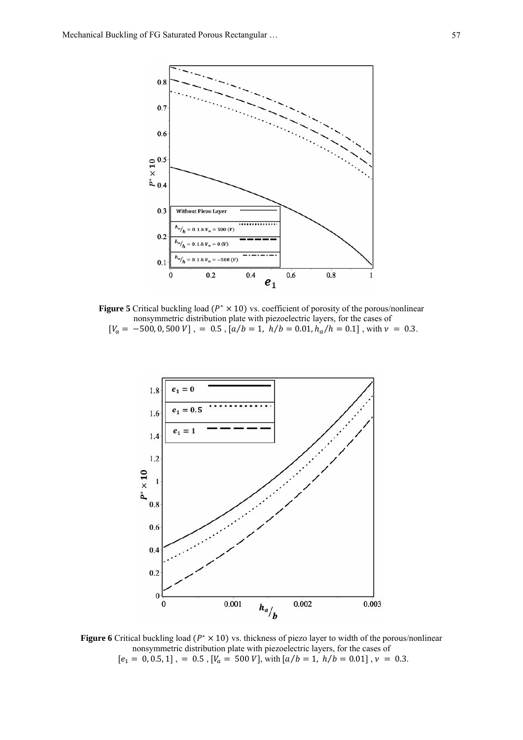**Figure 5** Critical buckling load $(P^* \times 10)$ vs. coefficient of porosity of the porous/nonlinear nonsymmetric distribution plate with piezoelectric layers, for the cases of $[V_a = -500, 0, 500\ V]$ , $= 0.5$ , $[a/b = 1,\ h/b = 0.01, h_a/h = 0.1]$ , with $\nu = 0.3$.

**Figure 6** Critical buckling load $(P^* \times 10)$ vs. thickness of piezo layer to width of the porous/nonlinear nonsymmetric distribution plate with piezoelectric layers, for the cases of $[e_1 = 0, 0.5, 1]$ , $= 0.5$ , $[V_a = 500\ V]$, with $[a/b = 1,\ h/b = 0.01]$ , $\nu = 0.3$.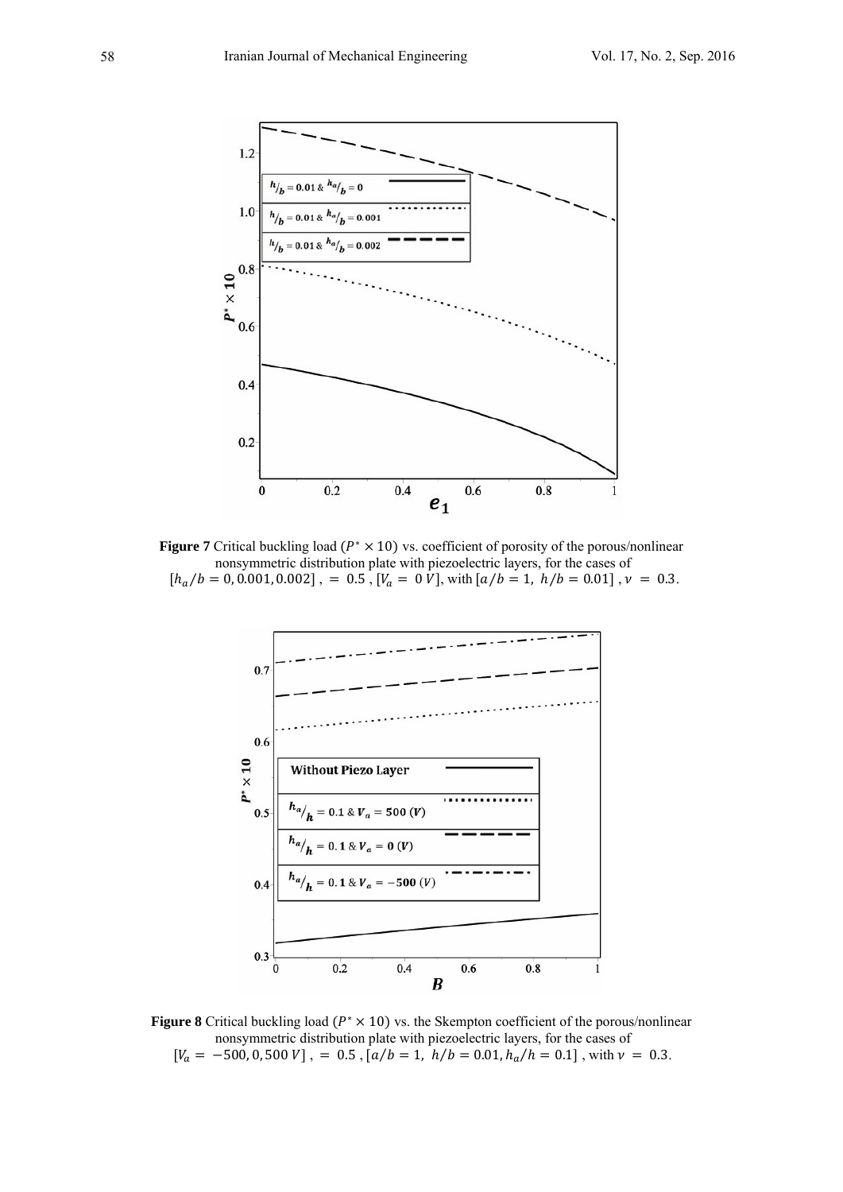**Figure 7** Critical buckling load ($P^* \times 10$) vs. coefficient of porosity of the porous/nonlinear nonsymmetric distribution plate with piezoelectric layers, for the cases of $[h_a/b = 0, 0.001, 0.002]$ , $= 0.5$ , $[V_a = 0\ V]$, with $[a/b = 1,\ h/b = 0.01]$ , $\nu = 0.3$.

**Figure 8** Critical buckling load ($P^* \times 10$) vs. the Skempton coefficient of the porous/nonlinear nonsymmetric distribution plate with piezoelectric layers, for the cases of $[V_a = -500, 0, 500\ V]$ , $= 0.5$ , $[a/b = 1,\ h/b = 0.01, h_a/h = 0.1]$ , with $\nu = 0.3$.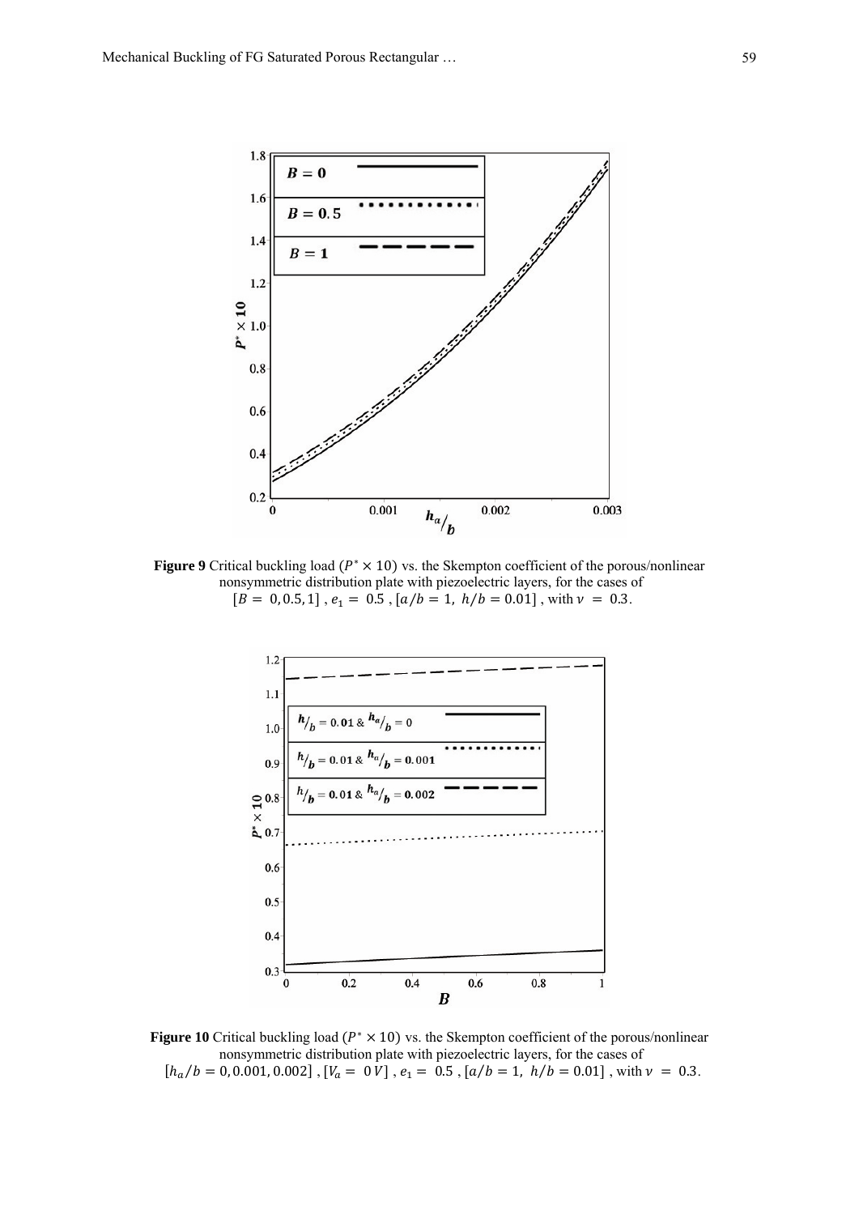**Figure 9** Critical buckling load ($P^* \times 10$) vs. the Skempton coefficient of the porous/nonlinear nonsymmetric distribution plate with piezoelectric layers, for the cases of $[B = 0, 0.5, 1]$ , $e_1 = 0.5$ , $[a/b = 1,\ h/b = 0.01]$ , with $\nu = 0.3$.

**Figure 10** Critical buckling load ($P^* \times 10$) vs. the Skempton coefficient of the porous/nonlinear nonsymmetric distribution plate with piezoelectric layers, for the cases of $[h_a/b = 0, 0.001, 0.002]$ , $[V_a = 0V]$ , $e_1 = 0.5$ , $[a/b = 1,\ h/b = 0.01]$ , with $\nu = 0.3$.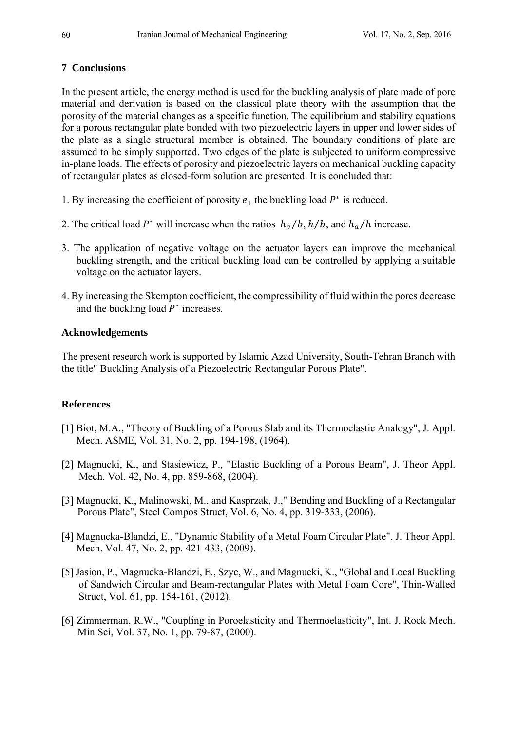## 7 Conclusions

In the present article, the energy method is used for the buckling analysis of plate made of pore material and derivation is based on the classical plate theory with the assumption that the porosity of the material changes as a specific function. The equilibrium and stability equations for a porous rectangular plate bonded with two piezoelectric layers in upper and lower sides of the plate as a single structural member is obtained. The boundary conditions of plate are assumed to be simply supported. Two edges of the plate is subjected to uniform compressive in-plane loads. The effects of porosity and piezoelectric layers on mechanical buckling capacity of rectangular plates as closed-form solution are presented. It is concluded that:

1. By increasing the coefficient of porosity $e_1$ the buckling load $P^*$ is reduced.

2. The critical load $P^*$ will increase when the ratios $h_a/b$, $h/b$, and $h_a/h$ increase.

3. The application of negative voltage on the actuator layers can improve the mechanical buckling strength, and the critical buckling load can be controlled by applying a suitable voltage on the actuator layers.

4. By increasing the Skempton coefficient, the compressibility of fluid within the pores decrease and the buckling load $P^*$ increases.

### Acknowledgements

The present research work is supported by Islamic Azad University, South-Tehran Branch with the title" Buckling Analysis of a Piezoelectric Rectangular Porous Plate".

### References

[1] Biot, M.A., "Theory of Buckling of a Porous Slab and its Thermoelastic Analogy", J. Appl. Mech. ASME, Vol. 31, No. 2, pp. 194-198, (1964).

[2] Magnucki, K., and Stasiewicz, P., "Elastic Buckling of a Porous Beam", J. Theor Appl. Mech. Vol. 42, No. 4, pp. 859-868, (2004).

[3] Magnucki, K., Malinowski, M., and Kasprzak, J.," Bending and Buckling of a Rectangular Porous Plate", Steel Compos Struct, Vol. 6, No. 4, pp. 319-333, (2006).

[4] Magnucka-Blandzi, E., "Dynamic Stability of a Metal Foam Circular Plate", J. Theor Appl. Mech. Vol. 47, No. 2, pp. 421-433, (2009).

[5] Jasion, P., Magnucka-Blandzi, E., Szyc, W., and Magnucki, K., "Global and Local Buckling of Sandwich Circular and Beam-rectangular Plates with Metal Foam Core", Thin-Walled Struct, Vol. 61, pp. 154-161, (2012).

[6] Zimmerman, R.W., "Coupling in Poroelasticity and Thermoelasticity", Int. J. Rock Mech. Min Sci, Vol. 37, No. 1, pp. 79-87, (2000).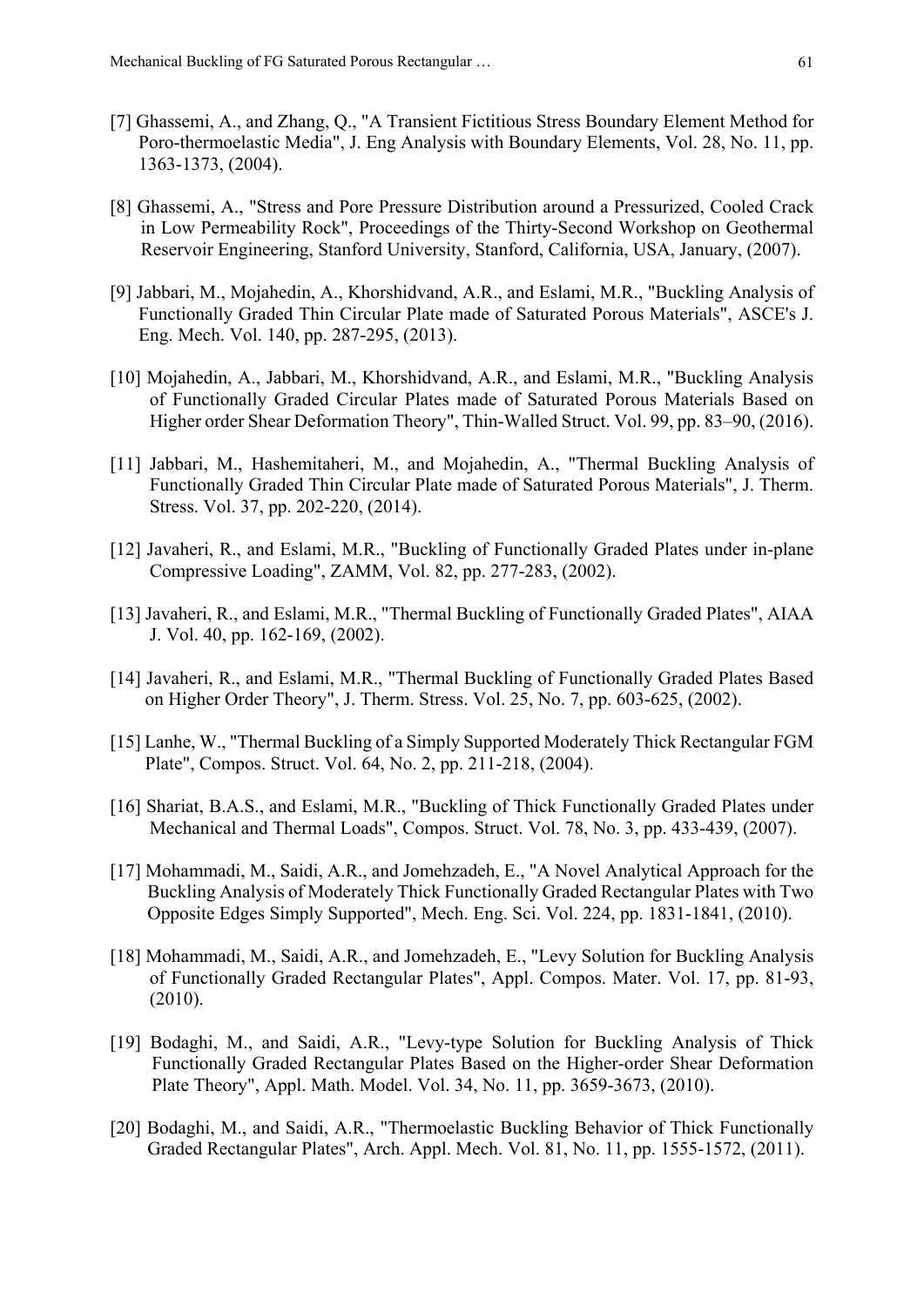[7] Ghassemi, A., and Zhang, Q., "A Transient Fictitious Stress Boundary Element Method for Poro-thermoelastic Media", J. Eng Analysis with Boundary Elements, Vol. 28, No. 11, pp. 1363-1373, (2004).

[8] Ghassemi, A., "Stress and Pore Pressure Distribution around a Pressurized, Cooled Crack in Low Permeability Rock", Proceedings of the Thirty-Second Workshop on Geothermal Reservoir Engineering, Stanford University, Stanford, California, USA, January, (2007).

[9] Jabbari, M., Mojahedin, A., Khorshidvand, A.R., and Eslami, M.R., "Buckling Analysis of Functionally Graded Thin Circular Plate made of Saturated Porous Materials", ASCE's J. Eng. Mech. Vol. 140, pp. 287-295, (2013).

[10] Mojahedin, A., Jabbari, M., Khorshidvand, A.R., and Eslami, M.R., "Buckling Analysis of Functionally Graded Circular Plates made of Saturated Porous Materials Based on Higher order Shear Deformation Theory", Thin-Walled Struct. Vol. 99, pp. 83–90, (2016).

[11] Jabbari, M., Hashemitaheri, M., and Mojahedin, A., "Thermal Buckling Analysis of Functionally Graded Thin Circular Plate made of Saturated Porous Materials", J. Therm. Stress. Vol. 37, pp. 202-220, (2014).

[12] Javaheri, R., and Eslami, M.R., "Buckling of Functionally Graded Plates under in-plane Compressive Loading", ZAMM, Vol. 82, pp. 277-283, (2002).

[13] Javaheri, R., and Eslami, M.R., "Thermal Buckling of Functionally Graded Plates", AIAA J. Vol. 40, pp. 162-169, (2002).

[14] Javaheri, R., and Eslami, M.R., "Thermal Buckling of Functionally Graded Plates Based on Higher Order Theory", J. Therm. Stress. Vol. 25, No. 7, pp. 603-625, (2002).

[15] Lanhe, W., "Thermal Buckling of a Simply Supported Moderately Thick Rectangular FGM Plate", Compos. Struct. Vol. 64, No. 2, pp. 211-218, (2004).

[16] Shariat, B.A.S., and Eslami, M.R., "Buckling of Thick Functionally Graded Plates under Mechanical and Thermal Loads", Compos. Struct. Vol. 78, No. 3, pp. 433-439, (2007).

[17] Mohammadi, M., Saidi, A.R., and Jomehzadeh, E., "A Novel Analytical Approach for the Buckling Analysis of Moderately Thick Functionally Graded Rectangular Plates with Two Opposite Edges Simply Supported", Mech. Eng. Sci. Vol. 224, pp. 1831-1841, (2010).

[18] Mohammadi, M., Saidi, A.R., and Jomehzadeh, E., "Levy Solution for Buckling Analysis of Functionally Graded Rectangular Plates", Appl. Compos. Mater. Vol. 17, pp. 81-93, (2010).

[19] Bodaghi, M., and Saidi, A.R., "Levy-type Solution for Buckling Analysis of Thick Functionally Graded Rectangular Plates Based on the Higher-order Shear Deformation Plate Theory", Appl. Math. Model. Vol. 34, No. 11, pp. 3659-3673, (2010).

[20] Bodaghi, M., and Saidi, A.R., "Thermoelastic Buckling Behavior of Thick Functionally Graded Rectangular Plates", Arch. Appl. Mech. Vol. 81, No. 11, pp. 1555-1572, (2011).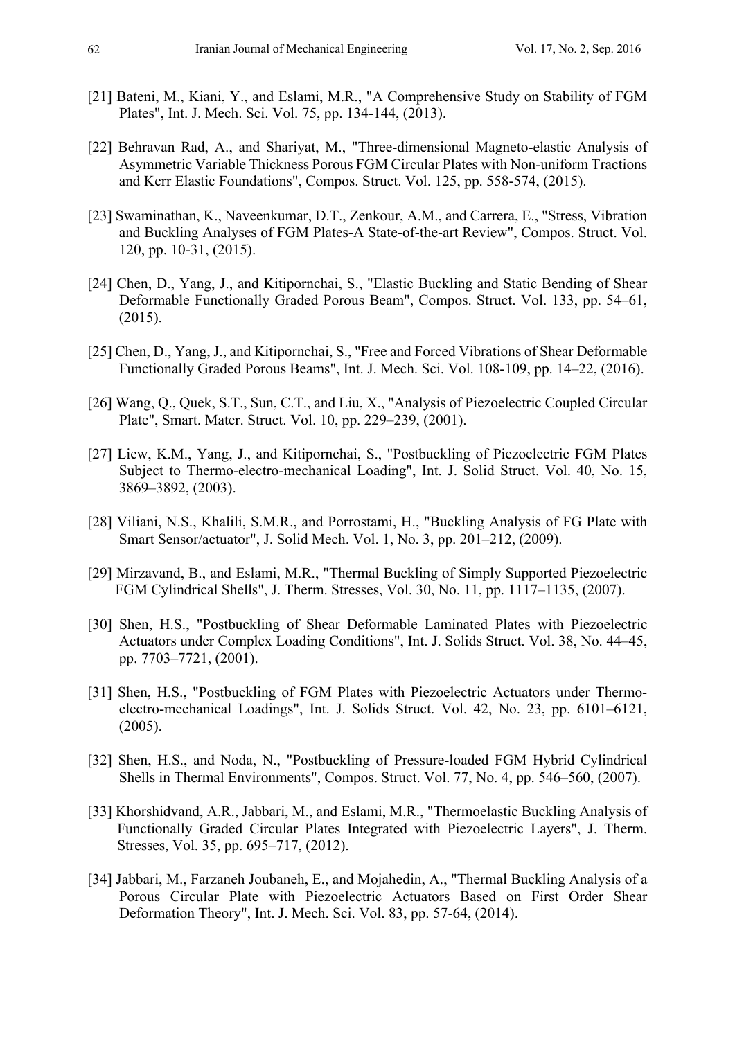[21] Bateni, M., Kiani, Y., and Eslami, M.R., "A Comprehensive Study on Stability of FGM Plates", Int. J. Mech. Sci. Vol. 75, pp. 134-144, (2013).

[22] Behravan Rad, A., and Shariyat, M., "Three-dimensional Magneto-elastic Analysis of Asymmetric Variable Thickness Porous FGM Circular Plates with Non-uniform Tractions and Kerr Elastic Foundations", Compos. Struct. Vol. 125, pp. 558-574, (2015).

[23] Swaminathan, K., Naveenkumar, D.T., Zenkour, A.M., and Carrera, E., "Stress, Vibration and Buckling Analyses of FGM Plates-A State-of-the-art Review", Compos. Struct. Vol. 120, pp. 10-31, (2015).

[24] Chen, D., Yang, J., and Kitipornchai, S., "Elastic Buckling and Static Bending of Shear Deformable Functionally Graded Porous Beam", Compos. Struct. Vol. 133, pp. 54–61, (2015).

[25] Chen, D., Yang, J., and Kitipornchai, S., "Free and Forced Vibrations of Shear Deformable Functionally Graded Porous Beams", Int. J. Mech. Sci. Vol. 108-109, pp. 14–22, (2016).

[26] Wang, Q., Quek, S.T., Sun, C.T., and Liu, X., "Analysis of Piezoelectric Coupled Circular Plate", Smart. Mater. Struct. Vol. 10, pp. 229–239, (2001).

[27] Liew, K.M., Yang, J., and Kitipornchai, S., "Postbuckling of Piezoelectric FGM Plates Subject to Thermo-electro-mechanical Loading", Int. J. Solid Struct. Vol. 40, No. 15, 3869–3892, (2003).

[28] Viliani, N.S., Khalili, S.M.R., and Porrostami, H., "Buckling Analysis of FG Plate with Smart Sensor/actuator", J. Solid Mech. Vol. 1, No. 3, pp. 201–212, (2009).

[29] Mirzavand, B., and Eslami, M.R., "Thermal Buckling of Simply Supported Piezoelectric FGM Cylindrical Shells", J. Therm. Stresses, Vol. 30, No. 11, pp. 1117–1135, (2007).

[30] Shen, H.S., "Postbuckling of Shear Deformable Laminated Plates with Piezoelectric Actuators under Complex Loading Conditions", Int. J. Solids Struct. Vol. 38, No. 44–45, pp. 7703–7721, (2001).

[31] Shen, H.S., "Postbuckling of FGM Plates with Piezoelectric Actuators under Thermo-electro-mechanical Loadings", Int. J. Solids Struct. Vol. 42, No. 23, pp. 6101–6121, (2005).

[32] Shen, H.S., and Noda, N., "Postbuckling of Pressure-loaded FGM Hybrid Cylindrical Shells in Thermal Environments", Compos. Struct. Vol. 77, No. 4, pp. 546–560, (2007).

[33] Khorshidvand, A.R., Jabbari, M., and Eslami, M.R., "Thermoelastic Buckling Analysis of Functionally Graded Circular Plates Integrated with Piezoelectric Layers", J. Therm. Stresses, Vol. 35, pp. 695–717, (2012).

[34] Jabbari, M., Farzaneh Joubaneh, E., and Mojahedin, A., "Thermal Buckling Analysis of a Porous Circular Plate with Piezoelectric Actuators Based on First Order Shear Deformation Theory", Int. J. Mech. Sci. Vol. 83, pp. 57-64, (2014).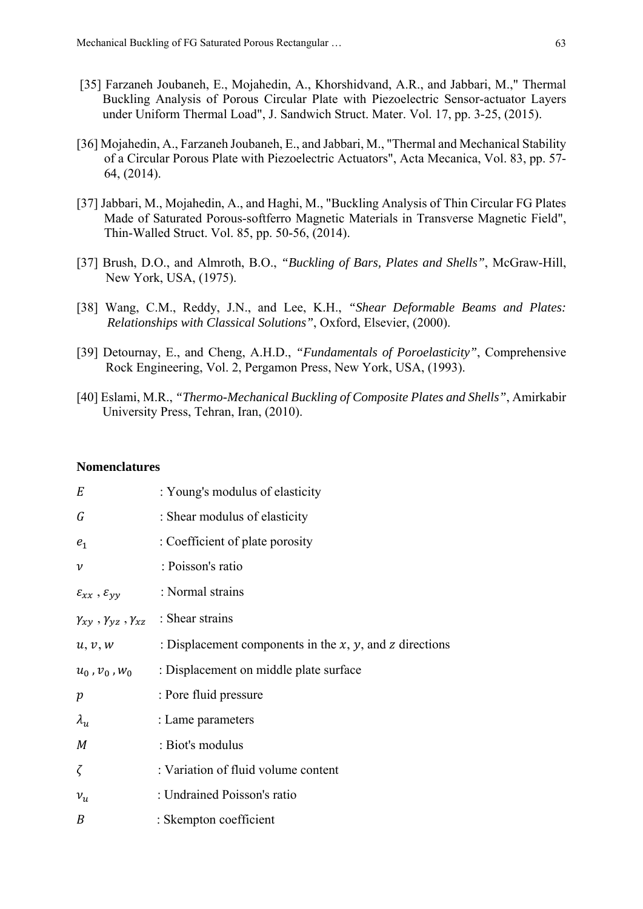[35] Farzaneh Joubaneh, E., Mojahedin, A., Khorshidvand, A.R., and Jabbari, M.," Thermal Buckling Analysis of Porous Circular Plate with Piezoelectric Sensor-actuator Layers under Uniform Thermal Load", J. Sandwich Struct. Mater. Vol. 17, pp. 3-25, (2015).

[36] Mojahedin, A., Farzaneh Joubaneh, E., and Jabbari, M., "Thermal and Mechanical Stability of a Circular Porous Plate with Piezoelectric Actuators", Acta Mecanica, Vol. 83, pp. 57-64, (2014).

[37] Jabbari, M., Mojahedin, A., and Haghi, M., "Buckling Analysis of Thin Circular FG Plates Made of Saturated Porous-softferro Magnetic Materials in Transverse Magnetic Field", Thin-Walled Struct. Vol. 85, pp. 50-56, (2014).

[37] Brush, D.O., and Almroth, B.O., *"Buckling of Bars, Plates and Shells"*, McGraw-Hill, New York, USA, (1975).

[38] Wang, C.M., Reddy, J.N., and Lee, K.H., *"Shear Deformable Beams and Plates: Relationships with Classical Solutions"*, Oxford, Elsevier, (2000).

[39] Detournay, E., and Cheng, A.H.D., *"Fundamentals of Poroelasticity"*, Comprehensive Rock Engineering, Vol. 2, Pergamon Press, New York, USA, (1993).

[40] Eslami, M.R., *"Thermo-Mechanical Buckling of Composite Plates and Shells"*, Amirkabir University Press, Tehran, Iran, (2010).

## Nomenclatures

| | |
|---|---|
| $E$ | : Young's modulus of elasticity |
| $G$ | : Shear modulus of elasticity |
| $e_1$ | : Coefficient of plate porosity |
| $\nu$ | : Poisson's ratio |
| $\varepsilon_{xx}$ , $\varepsilon_{yy}$ | : Normal strains |
| $\gamma_{xy}$ , $\gamma_{yz}$ , $\gamma_{xz}$ | : Shear strains |
| $u, v, w$ | : Displacement components in the $x$, $y$, and $z$ directions |
| $u_0$ , $v_0$ , $w_0$ | : Displacement on middle plate surface |
| $p$ | : Pore fluid pressure |
| $\lambda_u$ | : Lame parameters |
| $M$ | : Biot's modulus |
| $\zeta$ | : Variation of fluid volume content |
| $\nu_u$ | : Undrained Poisson's ratio |
| $B$ | : Skempton coefficient |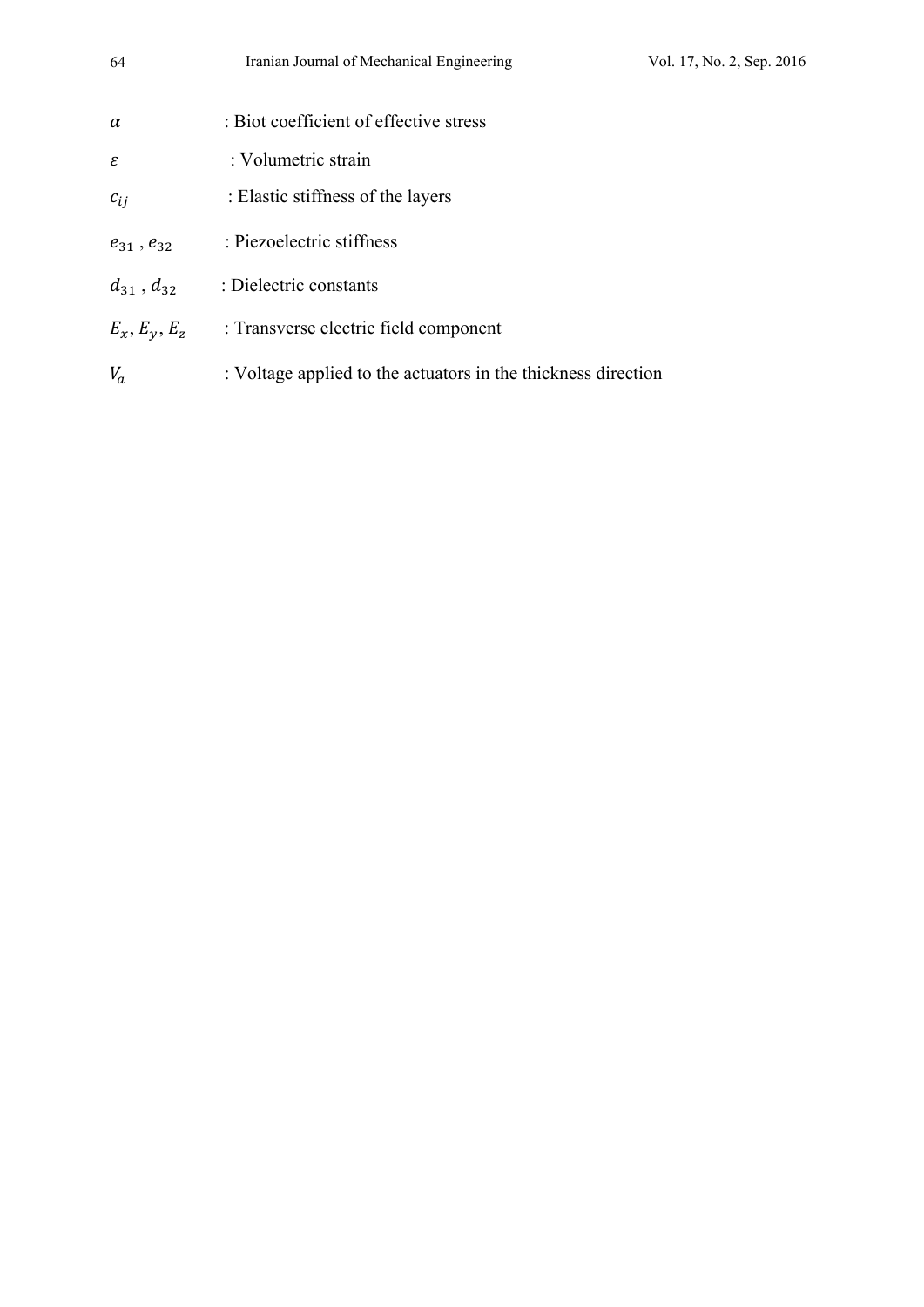$\alpha$ : Biot coefficient of effective stress

$\varepsilon$ : Volumetric strain

$c_{ij}$ : Elastic stiffness of the layers

$e_{31}$ , $e_{32}$ : Piezoelectric stiffness

$d_{31}$ , $d_{32}$ : Dielectric constants

$E_x, E_y, E_z$ : Transverse electric field component

$V_a$ : Voltage applied to the actuators in the thickness direction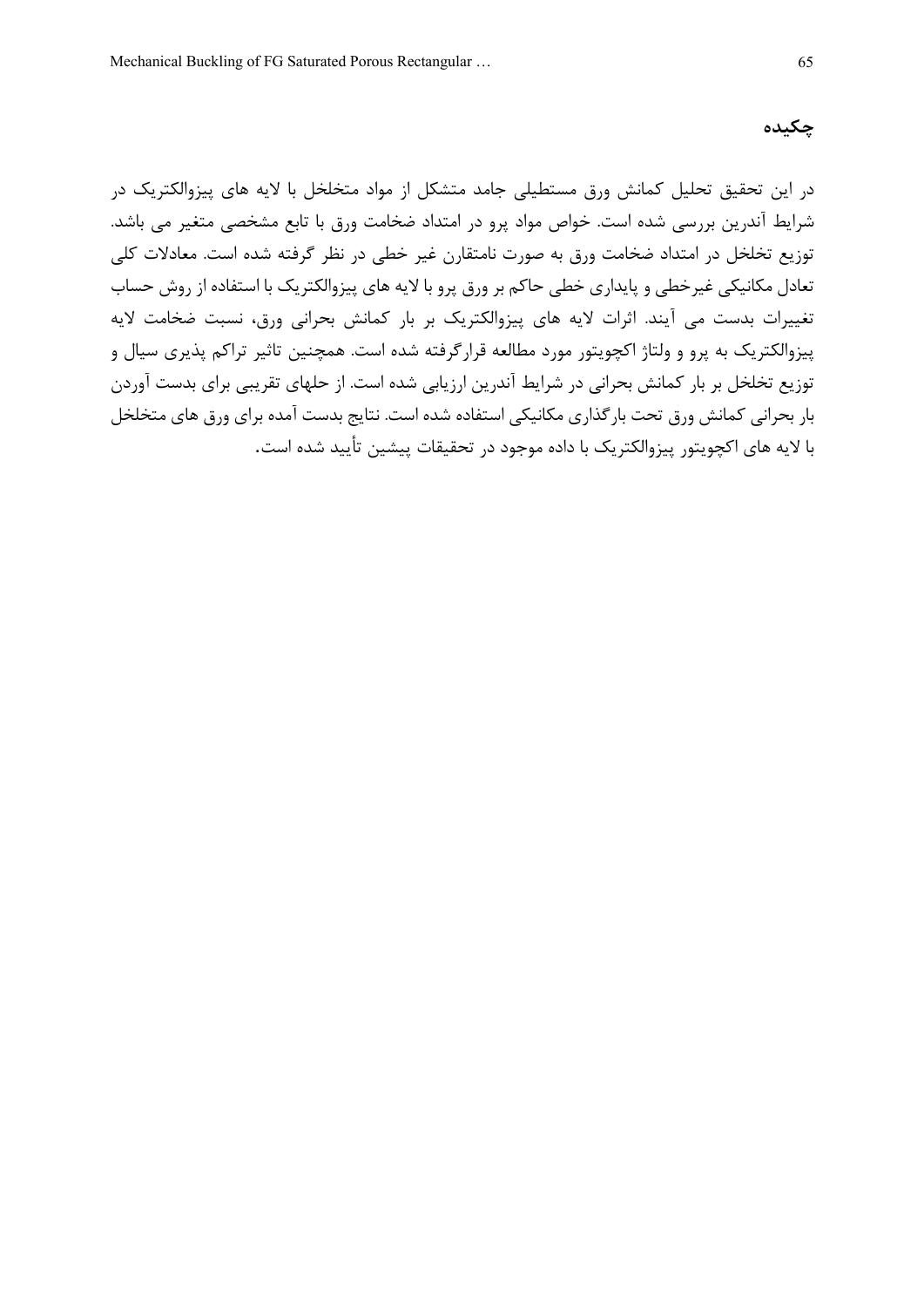## چکیده

در این تحقیق تحلیل کمانش ورق مستطیلی جامد متشکل از مواد متخلخل با لایه های پیزوالکتریک در شرایط آندرین بررسی شده است. خواص مواد پرو در امتداد ضخامت ورق با تابع مشخصی متغیر می باشد. توزیع تخلخل در امتداد ضخامت ورق به صورت نامتقارن غیر خطی در نظر گرفته شده است. معادلات کلی تعادل مکانیکی غیرخطی و پایداری خطی حاکم بر ورق پرو با لایه های پیزوالکتریک با استفاده از روش حساب تغییرات بدست می آیند. اثرات لایه های پیزوالکتریک بر بار کمانش بحرانی ورق، نسبت ضخامت لایه پیزوالکتریک به پرو و ولتاژ اکچویتور مورد مطالعه قرارگرفته شده است. همچنین تاثیر تراکم پذیری سیال و توزیع تخلخل بر بار کمانش بحرانی در شرایط آندرین ارزیابی شده است. از حلهای تقریبی برای بدست آوردن بار بحرانی کمانش ورق تحت بارگذاری مکانیکی استفاده شده است. نتایج بدست آمده برای ورق های متخلخل با لایه های اکچویتور پیزوالکتریک با داده موجود در تحقیقات پیشین تأیید شده است.